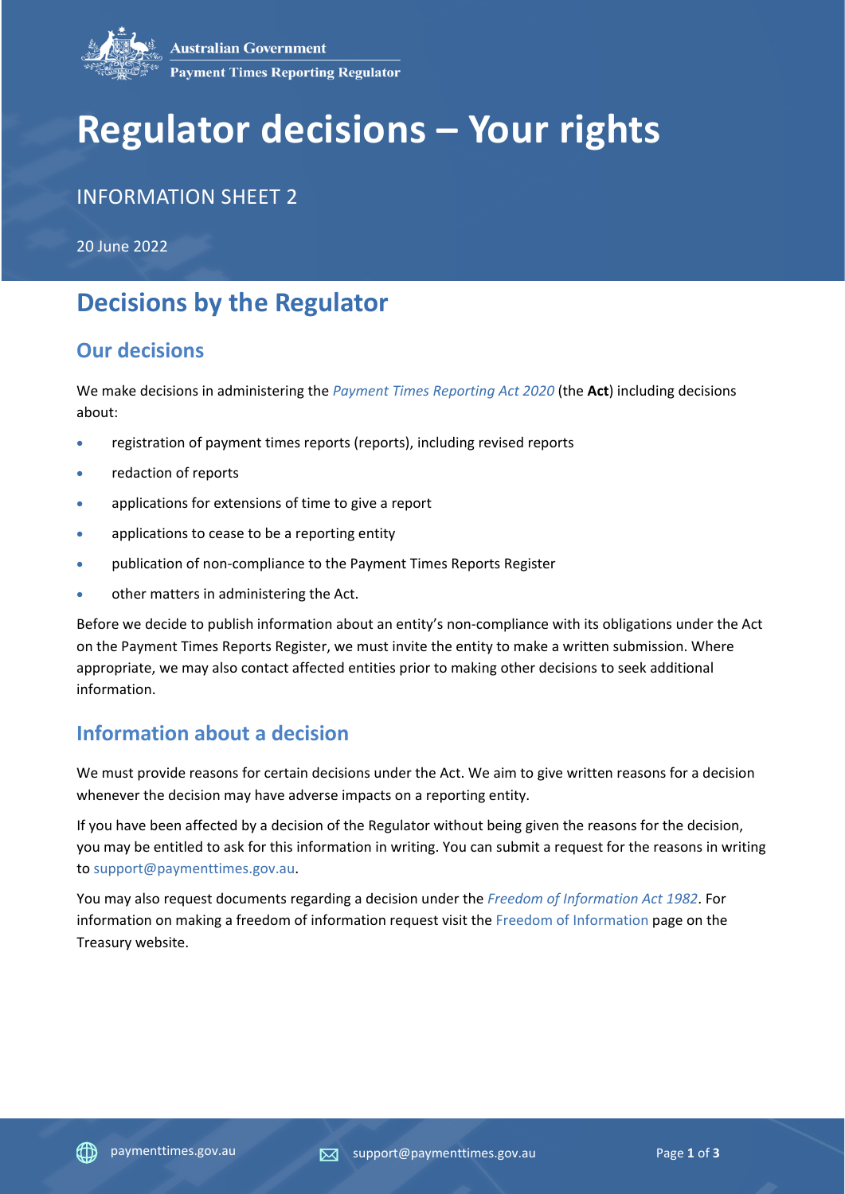Australian Government

Payment Times Reporting Regulator

# Regulator decisions – Your rights

INFORMATION SHEET 2

20 June 2022

## Decisions by the Regulator

### Our decisions

We make decisions in administering the *Payment Times Reporting Act 2020* (the **Act**) including decisions about:

- registration of payment times reports (reports), including revised reports
- redaction of reports
- applications for extensions of time to give a report
- applications to cease to be a reporting entity
- publication of non-compliance to the Payment Times Reports Register
- other matters in administering the Act.

Before we decide to publish information about an entity's non-compliance with its obligations under the Act on the Payment Times Reports Register, we must invite the entity to make a written submission. Where appropriate, we may also contact affected entities prior to making other decisions to seek additional information.

### Information about a decision

We must provide reasons for certain decisions under the Act. We aim to give written reasons for a decision whenever the decision may have adverse impacts on a reporting entity.

If you have been affected by a decision of the Regulator without being given the reasons for the decision, you may be entitled to ask for this information in writing. You can submit a request for the reasons in writing to support@paymenttimes.gov.au.

You may also request documents regarding a decision under the *Freedom of Information Act 1982*. For information on making a freedom of information request visit the Freedom of Information page on the Treasury website.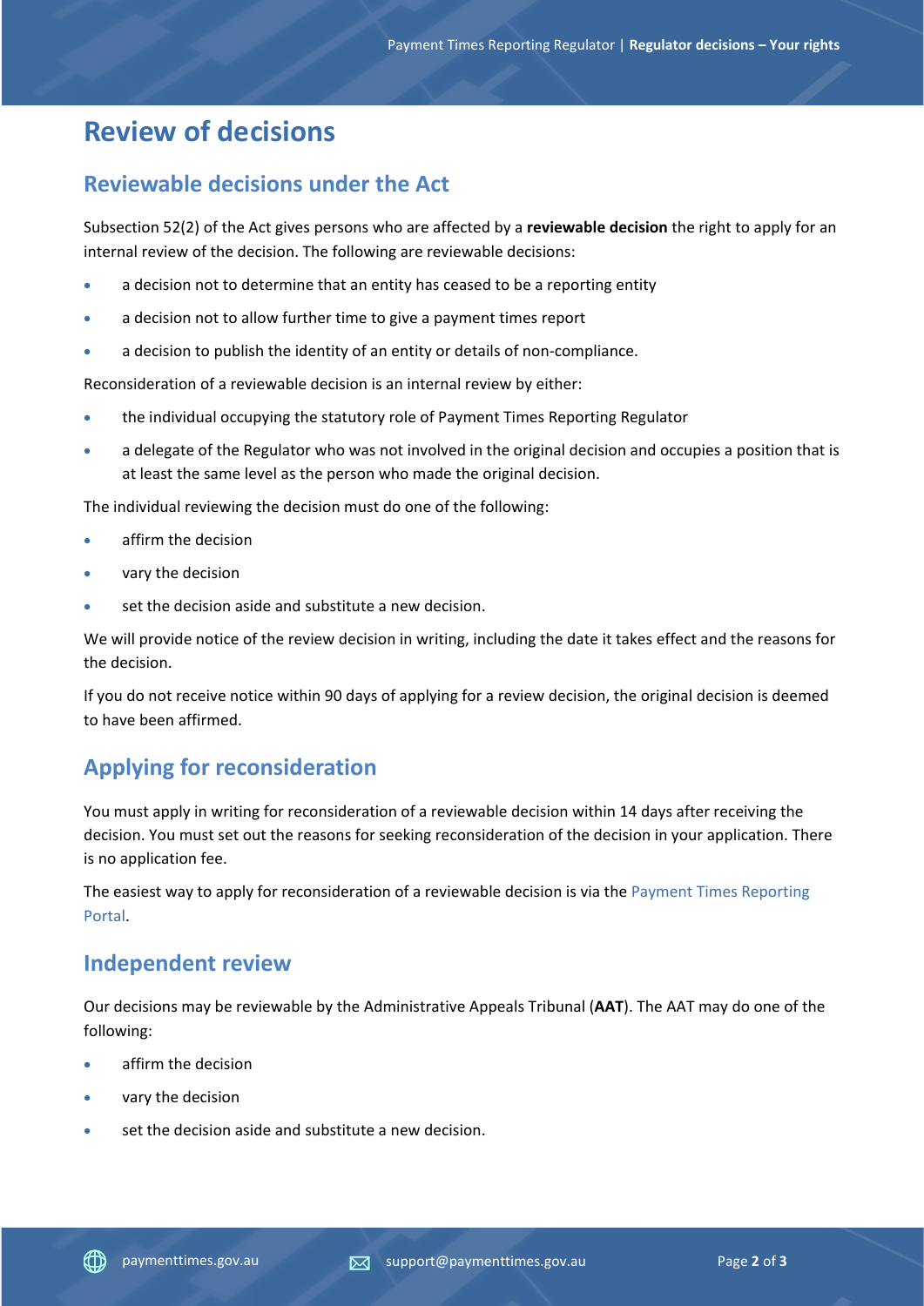# Review of decisions

## Reviewable decisions under the Act

Subsection 52(2) of the Act gives persons who are affected by a **reviewable decision** the right to apply for an internal review of the decision. The following are reviewable decisions:

- a decision not to determine that an entity has ceased to be a reporting entity
- a decision not to allow further time to give a payment times report
- a decision to publish the identity of an entity or details of non-compliance.

Reconsideration of a reviewable decision is an internal review by either:

- the individual occupying the statutory role of Payment Times Reporting Regulator
- a delegate of the Regulator who was not involved in the original decision and occupies a position that is at least the same level as the person who made the original decision.

The individual reviewing the decision must do one of the following:

- affirm the decision
- vary the decision
- set the decision aside and substitute a new decision.

We will provide notice of the review decision in writing, including the date it takes effect and the reasons for the decision.

If you do not receive notice within 90 days of applying for a review decision, the original decision is deemed to have been affirmed.

## Applying for reconsideration

You must apply in writing for reconsideration of a reviewable decision within 14 days after receiving the decision. You must set out the reasons for seeking reconsideration of the decision in your application. There is no application fee.

The easiest way to apply for reconsideration of a reviewable decision is via the Payment Times Reporting Portal.

## Independent review

Our decisions may be reviewable by the Administrative Appeals Tribunal (**AAT**). The AAT may do one of the following:

- affirm the decision
- vary the decision
- set the decision aside and substitute a new decision.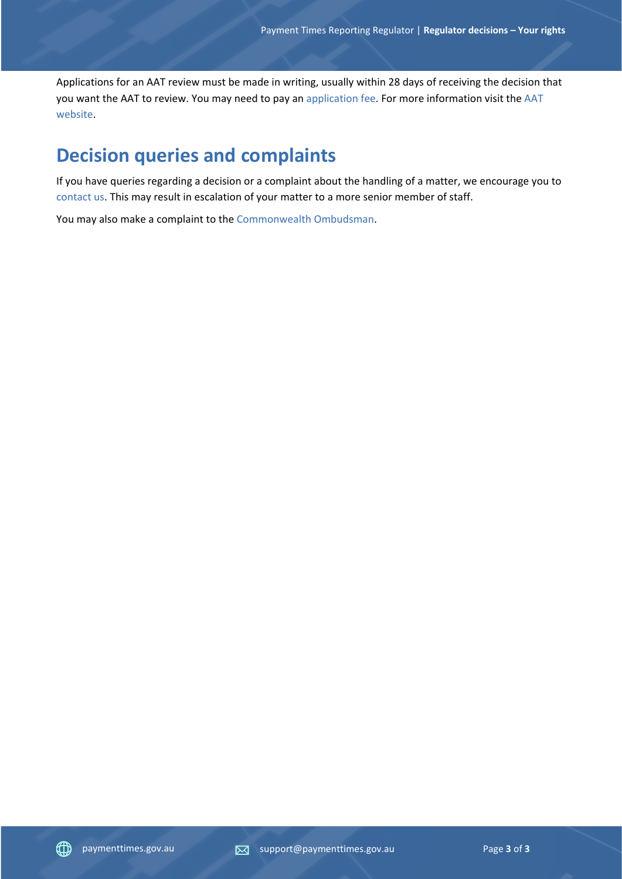Applications for an AAT review must be made in writing, usually within 28 days of receiving the decision that you want the AAT to review. You may need to pay an application fee. For more information visit the AAT website.

## Decision queries and complaints

If you have queries regarding a decision or a complaint about the handling of a matter, we encourage you to contact us. This may result in escalation of your matter to a more senior member of staff.

You may also make a complaint to the Commonwealth Ombudsman.